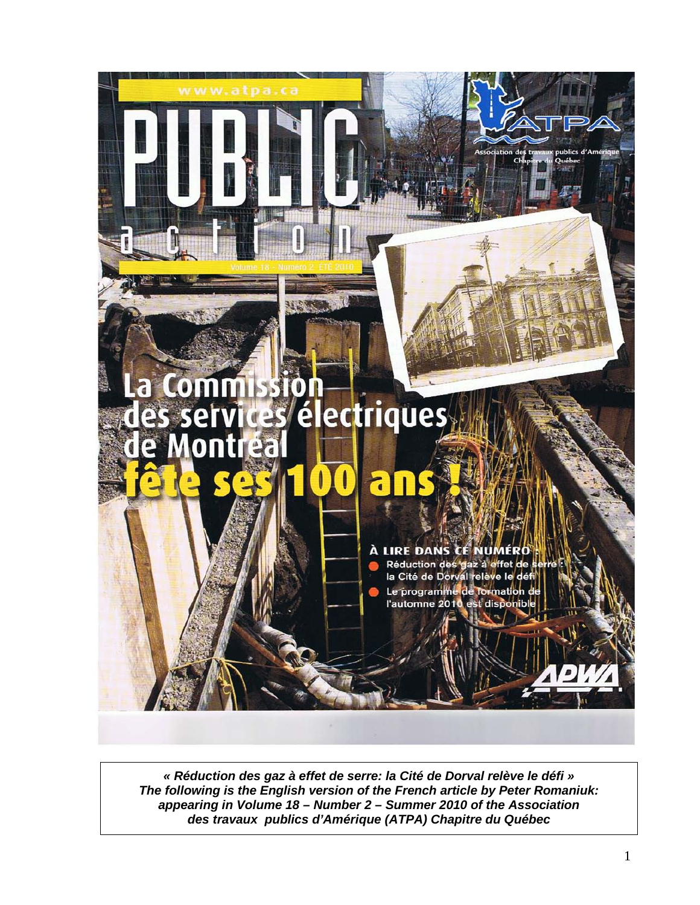www.atpa.ca

# PUBLIC action

Volume 18 - Numéro 2 ÉTÉ 2010

ATPA

Association des travaux publics d'Amérique
Chapitre du Québec

# La Commission des services électriques de Montréal fête ses 100 ans !

À LIRE DANS CE NUMÉRO :

- Réduction des gaz à effet de serre : la Cité de Dorval relève le défi
- Le programme de formation de l'automne 2010 est disponible

APWA

***« Réduction des gaz à effet de serre: la Cité de Dorval relève le défi »
The following is the English version of the French article by Peter Romaniuk: appearing in Volume 18 – Number 2 – Summer 2010 of the Association des travaux publics d'Amérique (ATPA) Chapitre du Québec***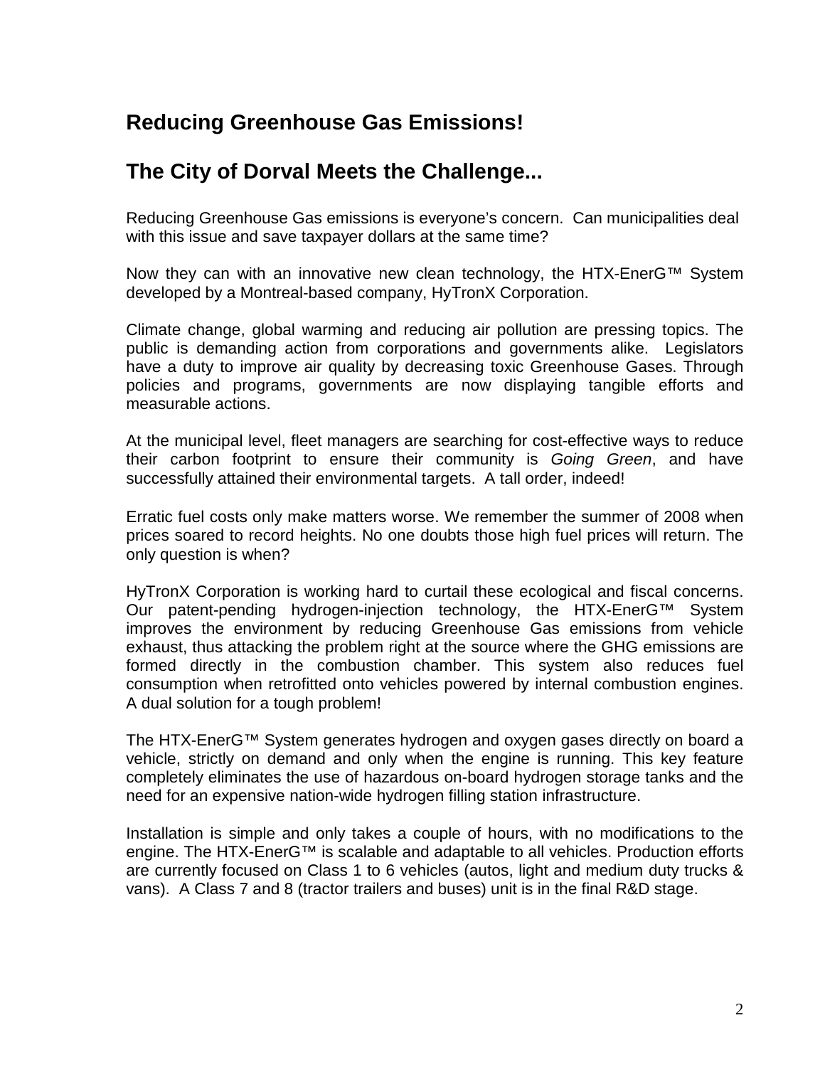## Reducing Greenhouse Gas Emissions!

## The City of Dorval Meets the Challenge...

Reducing Greenhouse Gas emissions is everyone's concern. Can municipalities deal with this issue and save taxpayer dollars at the same time?

Now they can with an innovative new clean technology, the HTX-EnerG™ System developed by a Montreal-based company, HyTronX Corporation.

Climate change, global warming and reducing air pollution are pressing topics. The public is demanding action from corporations and governments alike. Legislators have a duty to improve air quality by decreasing toxic Greenhouse Gases. Through policies and programs, governments are now displaying tangible efforts and measurable actions.

At the municipal level, fleet managers are searching for cost-effective ways to reduce their carbon footprint to ensure their community is *Going Green*, and have successfully attained their environmental targets. A tall order, indeed!

Erratic fuel costs only make matters worse. We remember the summer of 2008 when prices soared to record heights. No one doubts those high fuel prices will return. The only question is when?

HyTronX Corporation is working hard to curtail these ecological and fiscal concerns. Our patent-pending hydrogen-injection technology, the HTX-EnerG™ System improves the environment by reducing Greenhouse Gas emissions from vehicle exhaust, thus attacking the problem right at the source where the GHG emissions are formed directly in the combustion chamber. This system also reduces fuel consumption when retrofitted onto vehicles powered by internal combustion engines. A dual solution for a tough problem!

The HTX-EnerG™ System generates hydrogen and oxygen gases directly on board a vehicle, strictly on demand and only when the engine is running. This key feature completely eliminates the use of hazardous on-board hydrogen storage tanks and the need for an expensive nation-wide hydrogen filling station infrastructure.

Installation is simple and only takes a couple of hours, with no modifications to the engine. The HTX-EnerG™ is scalable and adaptable to all vehicles. Production efforts are currently focused on Class 1 to 6 vehicles (autos, light and medium duty trucks & vans). A Class 7 and 8 (tractor trailers and buses) unit is in the final R&D stage.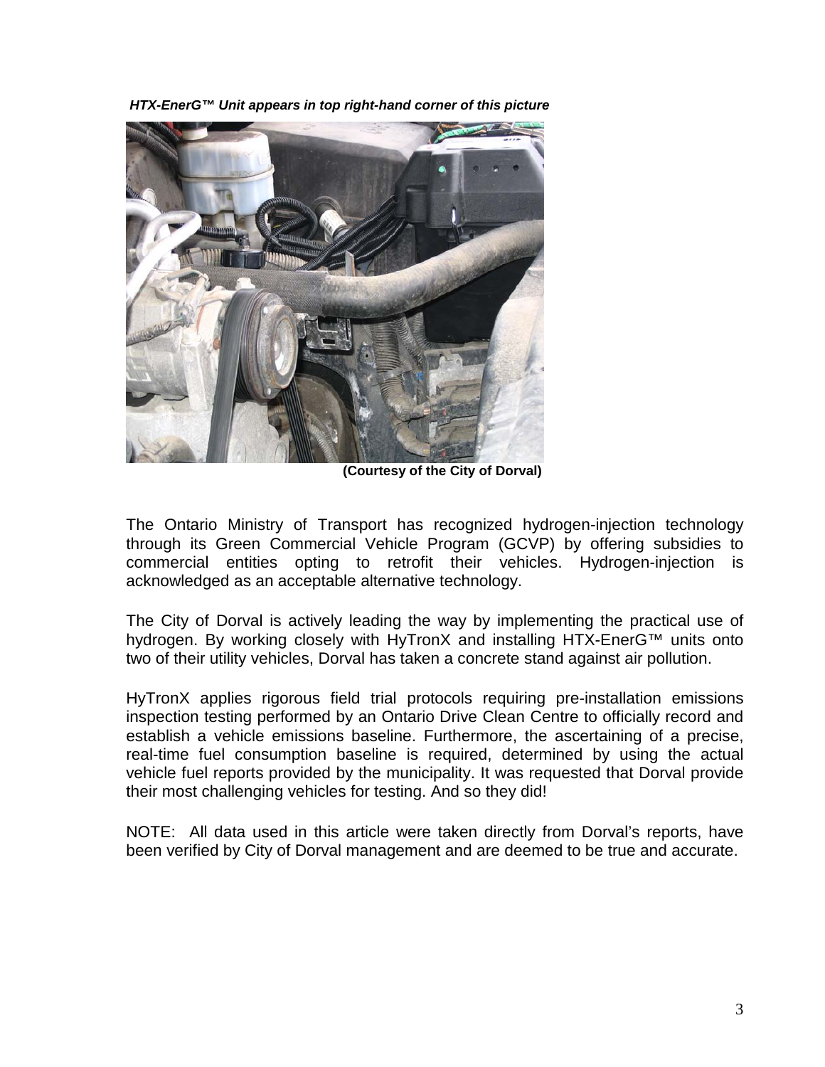***HTX-EnerG™ Unit appears in top right-hand corner of this picture***

**(Courtesy of the City of Dorval)**

The Ontario Ministry of Transport has recognized hydrogen-injection technology through its Green Commercial Vehicle Program (GCVP) by offering subsidies to commercial entities opting to retrofit their vehicles. Hydrogen-injection is acknowledged as an acceptable alternative technology.

The City of Dorval is actively leading the way by implementing the practical use of hydrogen. By working closely with HyTronX and installing HTX-EnerG™ units onto two of their utility vehicles, Dorval has taken a concrete stand against air pollution.

HyTronX applies rigorous field trial protocols requiring pre-installation emissions inspection testing performed by an Ontario Drive Clean Centre to officially record and establish a vehicle emissions baseline. Furthermore, the ascertaining of a precise, real-time fuel consumption baseline is required, determined by using the actual vehicle fuel reports provided by the municipality. It was requested that Dorval provide their most challenging vehicles for testing. And so they did!

NOTE: All data used in this article were taken directly from Dorval's reports, have been verified by City of Dorval management and are deemed to be true and accurate.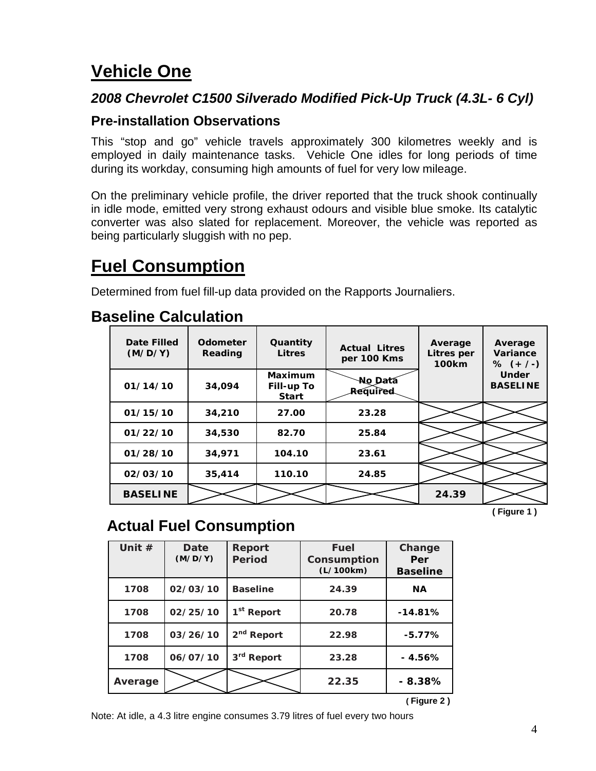# Vehicle One

### *2008 Chevrolet C1500 Silverado Modified Pick-Up Truck (4.3L- 6 Cyl)*

### Pre-installation Observations

This "stop and go" vehicle travels approximately 300 kilometres weekly and is employed in daily maintenance tasks. Vehicle One idles for long periods of time during its workday, consuming high amounts of fuel for very low mileage.

On the preliminary vehicle profile, the driver reported that the truck shook continually in idle mode, emitted very strong exhaust odours and visible blue smoke. Its catalytic converter was also slated for replacement. Moreover, the vehicle was reported as being particularly sluggish with no pep.

# Fuel Consumption

Determined from fuel fill-up data provided on the Rapports Journaliers.

## Baseline Calculation

| Date Filled (M/D/Y) | Odometer Reading | Quantity Litres | Actual Litres per 100 Kms | Average Litres per 100km | Average Variance % (+/-) Under BASELINE |
|---|---|---|---|---|---|
| 01/14/10 | 34,094 | Maximum Fill-up To Start | ~~No Data Required~~ | | |
| 01/15/10 | 34,210 | 27.00 | 23.28 | | |
| 01/22/10 | 34,530 | 82.70 | 25.84 | | |
| 01/28/10 | 34,971 | 104.10 | 23.61 | | |
| 02/03/10 | 35,414 | 110.10 | 24.85 | | |
| BASELINE | | | | 24.39 | |

**( Figure 1 )**

## Actual Fuel Consumption

| Unit # | Date (M/D/Y) | Report Period | Fuel Consumption (L/100km) | Change Per Baseline |
|---|---|---|---|---|
| 1708 | 02/03/10 | Baseline | 24.39 | NA |
| 1708 | 02/25/10 | 1st Report | 20.78 | -14.81% |
| 1708 | 03/26/10 | 2nd Report | 22.98 | -5.77% |
| 1708 | 06/07/10 | 3rd Report | 23.28 | - 4.56% |
| Average | | | 22.35 | - 8.38% |

**( Figure 2 )**

Note: At idle, a 4.3 litre engine consumes 3.79 litres of fuel every two hours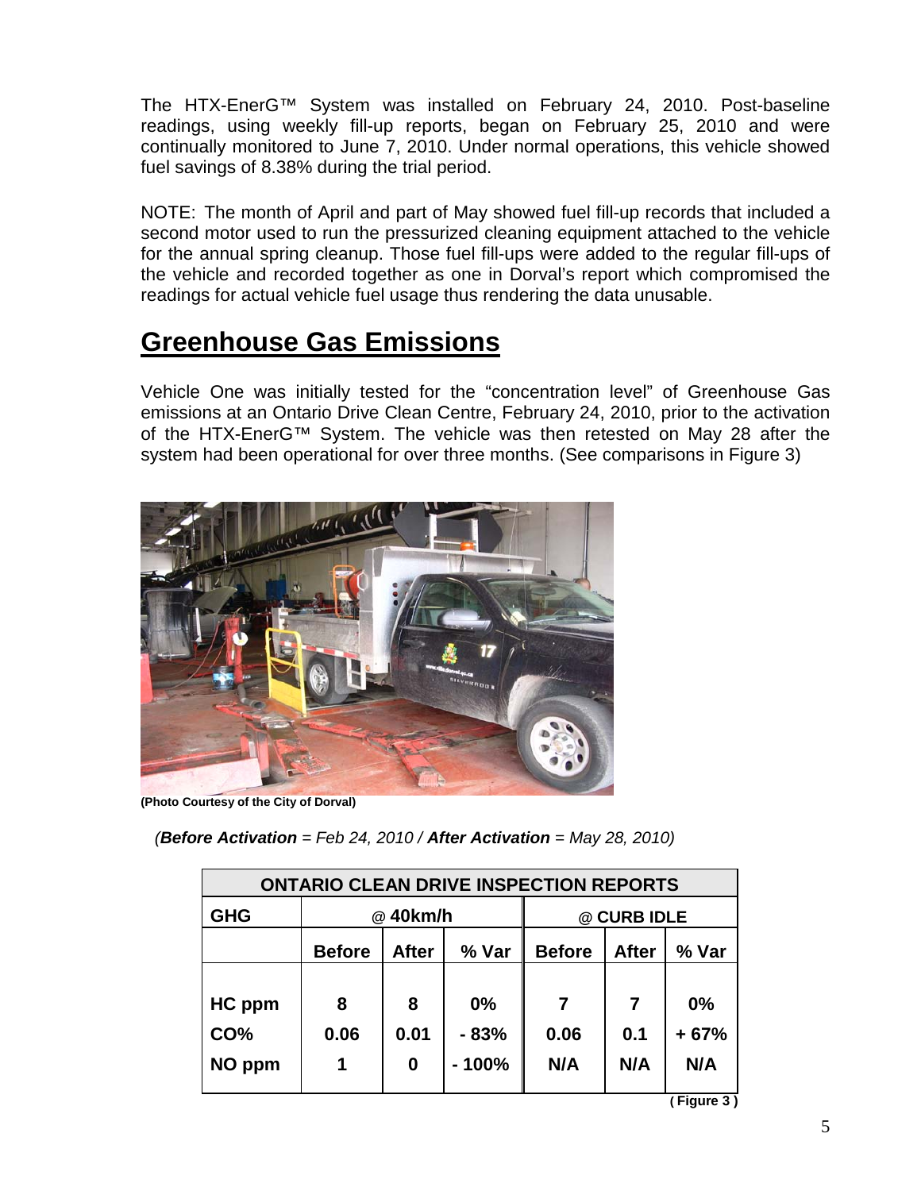The HTX-EnerG™ System was installed on February 24, 2010. Post-baseline readings, using weekly fill-up reports, began on February 25, 2010 and were continually monitored to June 7, 2010. Under normal operations, this vehicle showed fuel savings of 8.38% during the trial period.

NOTE: The month of April and part of May showed fuel fill-up records that included a second motor used to run the pressurized cleaning equipment attached to the vehicle for the annual spring cleanup. Those fuel fill-ups were added to the regular fill-ups of the vehicle and recorded together as one in Dorval's report which compromised the readings for actual vehicle fuel usage thus rendering the data unusable.

## Greenhouse Gas Emissions

Vehicle One was initially tested for the "concentration level" of Greenhouse Gas emissions at an Ontario Drive Clean Centre, February 24, 2010, prior to the activation of the HTX-EnerG™ System. The vehicle was then retested on May 28 after the system had been operational for over three months. (See comparisons in Figure 3)

**(Photo Courtesy of the City of Dorval)**

*(**Before Activation** = Feb 24, 2010 / **After Activation** = May 28, 2010)*

| ONTARIO CLEAN DRIVE INSPECTION REPORTS | | | | | | |
|---|---|---|---|---|---|---|
| **GHG** | **@ 40km/h** | | | **@ CURB IDLE** | | |
| | **Before** | **After** | **% Var** | **Before** | **After** | **% Var** |
| **HC ppm** | **8** | **8** | **0%** | **7** | **7** | **0%** |
| **CO%** | **0.06** | **0.01** | **- 83%** | **0.06** | **0.1** | **+ 67%** |
| **NO ppm** | **1** | **0** | **- 100%** | **N/A** | **N/A** | **N/A** |

**( Figure 3 )**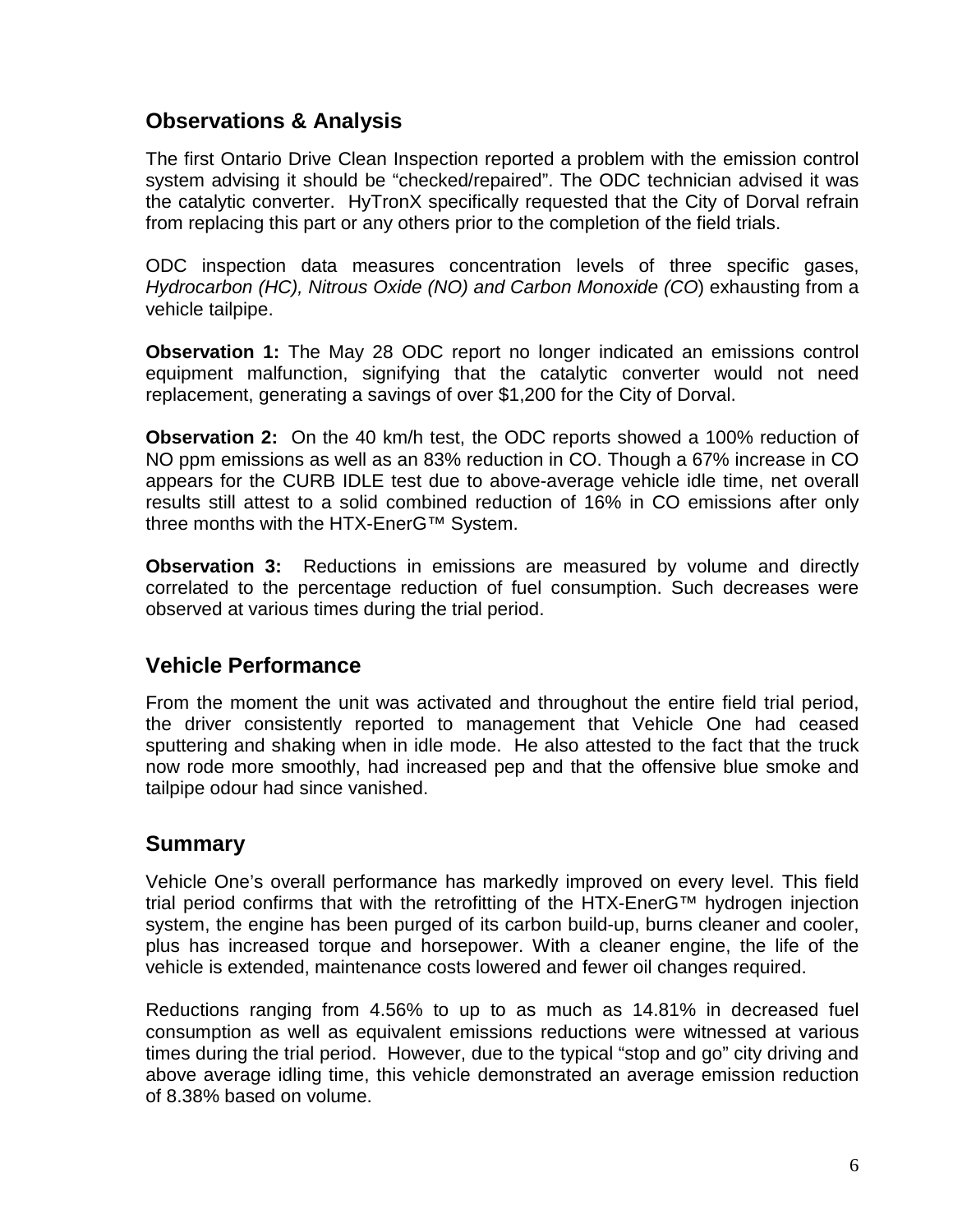## Observations & Analysis

The first Ontario Drive Clean Inspection reported a problem with the emission control system advising it should be "checked/repaired". The ODC technician advised it was the catalytic converter. HyTronX specifically requested that the City of Dorval refrain from replacing this part or any others prior to the completion of the field trials.

ODC inspection data measures concentration levels of three specific gases, *Hydrocarbon (HC), Nitrous Oxide (NO) and Carbon Monoxide (CO*) exhausting from a vehicle tailpipe.

**Observation 1:** The May 28 ODC report no longer indicated an emissions control equipment malfunction, signifying that the catalytic converter would not need replacement, generating a savings of over $1,200 for the City of Dorval.

**Observation 2:** On the 40 km/h test, the ODC reports showed a 100% reduction of NO ppm emissions as well as an 83% reduction in CO. Though a 67% increase in CO appears for the CURB IDLE test due to above-average vehicle idle time, net overall results still attest to a solid combined reduction of 16% in CO emissions after only three months with the HTX-EnerG™ System.

**Observation 3:** Reductions in emissions are measured by volume and directly correlated to the percentage reduction of fuel consumption. Such decreases were observed at various times during the trial period.

## Vehicle Performance

From the moment the unit was activated and throughout the entire field trial period, the driver consistently reported to management that Vehicle One had ceased sputtering and shaking when in idle mode. He also attested to the fact that the truck now rode more smoothly, had increased pep and that the offensive blue smoke and tailpipe odour had since vanished.

## Summary

Vehicle One's overall performance has markedly improved on every level. This field trial period confirms that with the retrofitting of the HTX-EnerG™ hydrogen injection system, the engine has been purged of its carbon build-up, burns cleaner and cooler, plus has increased torque and horsepower. With a cleaner engine, the life of the vehicle is extended, maintenance costs lowered and fewer oil changes required.

Reductions ranging from 4.56% to up to as much as 14.81% in decreased fuel consumption as well as equivalent emissions reductions were witnessed at various times during the trial period. However, due to the typical "stop and go" city driving and above average idling time, this vehicle demonstrated an average emission reduction of 8.38% based on volume.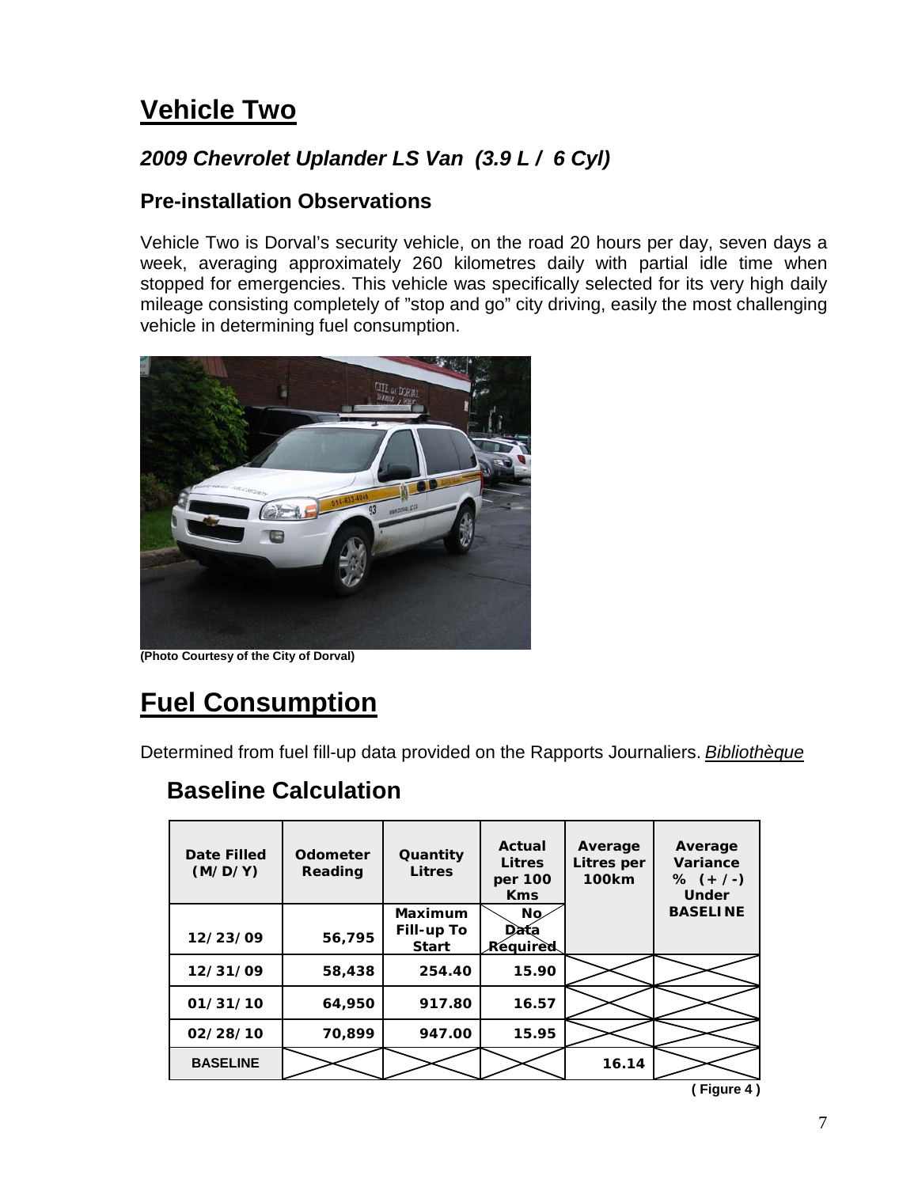# Vehicle Two

### *2009 Chevrolet Uplander LS Van (3.9 L / 6 Cyl)*

### Pre-installation Observations

Vehicle Two is Dorval's security vehicle, on the road 20 hours per day, seven days a week, averaging approximately 260 kilometres daily with partial idle time when stopped for emergencies. This vehicle was specifically selected for its very high daily mileage consisting completely of "stop and go" city driving, easily the most challenging vehicle in determining fuel consumption.

**(Photo Courtesy of the City of Dorval)**

# Fuel Consumption

Determined from fuel fill-up data provided on the Rapports Journaliers. *Bibliothèque*

## Baseline Calculation

| Date Filled (M/D/Y) | Odometer Reading | Quantity Litres | Actual Litres per 100 Kms | Average Litres per 100km | Average Variance % (+/-) Under BASELINE |
|---|---|---|---|---|---|
| 12/23/09 | 56,795 | Maximum Fill-up To Start | No Data Required | | |
| 12/31/09 | 58,438 | 254.40 | 15.90 | | |
| 01/31/10 | 64,950 | 917.80 | 16.57 | | |
| 02/28/10 | 70,899 | 947.00 | 15.95 | | |
| BASELINE | | | | 16.14 | |

**( Figure 4 )**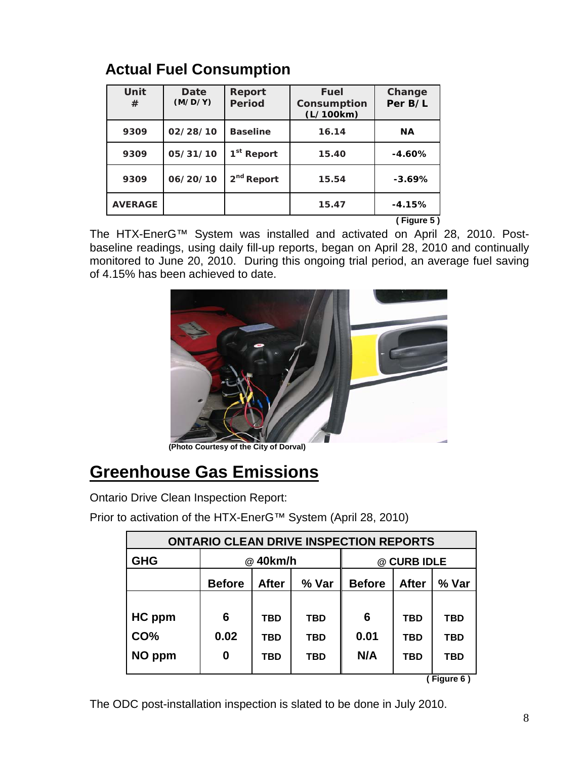## Actual Fuel Consumption

| Unit # | Date (M/D/Y) | Report Period | Fuel Consumption (L/100km) | Change Per B/L |
|---|---|---|---|---|
| 9309 | 02/28/10 | Baseline | 16.14 | NA |
| 9309 | 05/31/10 | 1st Report | 15.40 | -4.60% |
| 9309 | 06/20/10 | 2nd Report | 15.54 | -3.69% |
| AVERAGE | | | 15.47 | -4.15% |

( Figure 5 )

The HTX-EnerG™ System was installed and activated on April 28, 2010. Post-baseline readings, using daily fill-up reports, began on April 28, 2010 and continually monitored to June 20, 2010. During this ongoing trial period, an average fuel saving of 4.15% has been achieved to date.

(Photo Courtesy of the City of Dorval)

# Greenhouse Gas Emissions

Ontario Drive Clean Inspection Report:

Prior to activation of the HTX-EnerG™ System (April 28, 2010)

| ONTARIO CLEAN DRIVE INSPECTION REPORTS | | | | | | |
|---|---|---|---|---|---|---|
| GHG | @ 40km/h | | | @ CURB IDLE | | |
| | Before | After | % Var | Before | After | % Var |
| HC ppm | 6 | TBD | TBD | 6 | TBD | TBD |
| CO% | 0.02 | TBD | TBD | 0.01 | TBD | TBD |
| NO ppm | 0 | TBD | TBD | N/A | TBD | TBD |

( Figure 6 )

The ODC post-installation inspection is slated to be done in July 2010.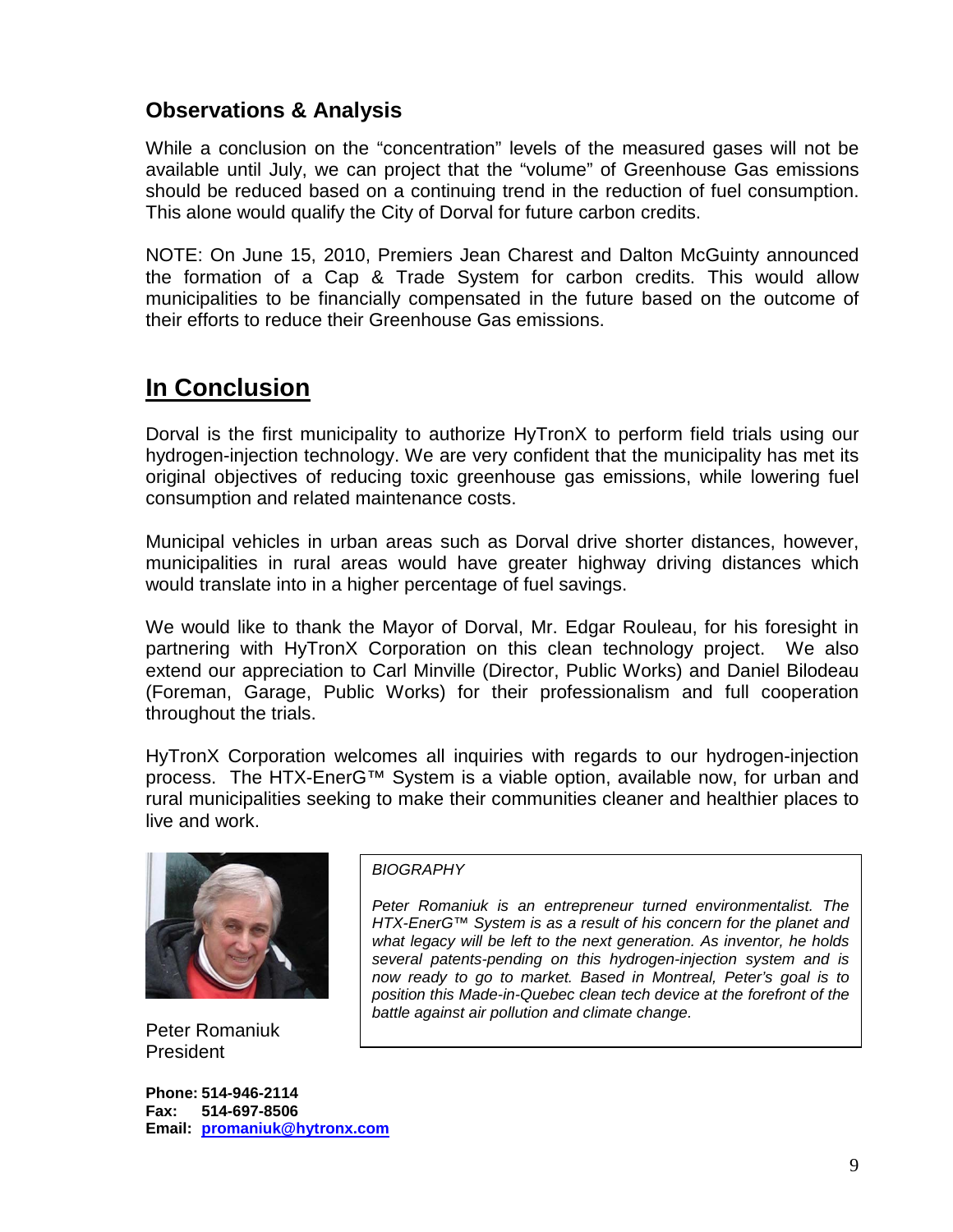## Observations & Analysis

While a conclusion on the "concentration" levels of the measured gases will not be available until July, we can project that the "volume" of Greenhouse Gas emissions should be reduced based on a continuing trend in the reduction of fuel consumption. This alone would qualify the City of Dorval for future carbon credits.

NOTE: On June 15, 2010, Premiers Jean Charest and Dalton McGuinty announced the formation of a Cap & Trade System for carbon credits. This would allow municipalities to be financially compensated in the future based on the outcome of their efforts to reduce their Greenhouse Gas emissions.

# <u>In Conclusion</u>

Dorval is the first municipality to authorize HyTronX to perform field trials using our hydrogen-injection technology. We are very confident that the municipality has met its original objectives of reducing toxic greenhouse gas emissions, while lowering fuel consumption and related maintenance costs.

Municipal vehicles in urban areas such as Dorval drive shorter distances, however, municipalities in rural areas would have greater highway driving distances which would translate into in a higher percentage of fuel savings.

We would like to thank the Mayor of Dorval, Mr. Edgar Rouleau, for his foresight in partnering with HyTronX Corporation on this clean technology project. We also extend our appreciation to Carl Minville (Director, Public Works) and Daniel Bilodeau (Foreman, Garage, Public Works) for their professionalism and full cooperation throughout the trials.

HyTronX Corporation welcomes all inquiries with regards to our hydrogen-injection process. The HTX-EnerG™ System is a viable option, available now, for urban and rural municipalities seeking to make their communities cleaner and healthier places to live and work.

Peter Romaniuk
President

*BIOGRAPHY*

*Peter Romaniuk is an entrepreneur turned environmentalist. The HTX-EnerG™ System is as a result of his concern for the planet and what legacy will be left to the next generation. As inventor, he holds several patents-pending on this hydrogen-injection system and is now ready to go to market. Based in Montreal, Peter's goal is to position this Made-in-Quebec clean tech device at the forefront of the battle against air pollution and climate change.*

**Phone: 514-946-2114**
**Fax: 514-697-8506**
**Email: promaniuk@hytronx.com**